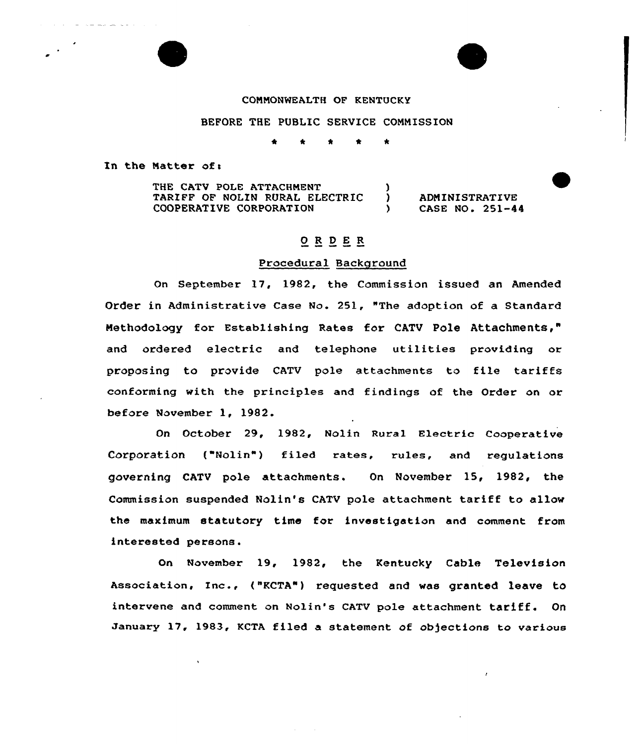COMMONWEALTH OF KENTUCKY

BEFORE THE PUBLIC SERVICE COMMISSION

\* \* \* \* \*

In the Matter of:

| | | |
|---|---|---|
| THE CATV POLE ATTACHMENT TARIFF OF NOLIN RURAL ELECTRIC COOPERATIVE CORPORATION | ) ) ) | ADMINISTRATIVE CASE NO. 251-44 |

## O R D E R

### Procedural Background

On September 17, 1982, the Commission issued an Amended Order in Administrative Case No. 251, "The adoption of a Standard Methodology for Establishing Rates for CATV Pole Attachments," and ordered electric and telephone utilities providing or proposing to provide CATV pole attachments to file tariffs conforming with the principles and findings of the Order on or before November 1, 1982.

On October 29, 1982, Nolin Rural Electric Cooperative Corporation ("Nolin") filed rates, rules, and regulations governing CATV pole attachments. On November 15, 1982, the Commission suspended Nolin's CATV pole attachment tariff to allow the maximum statutory time for investigation and comment from interested persons.

On November 19, 1982, the Kentucky Cable Television Association, Inc., ("KCTA") requested and was granted leave to intervene and comment on Nolin's CATV pole attachment tariff. On January 17, 1983, KCTA filed a statement of objections to various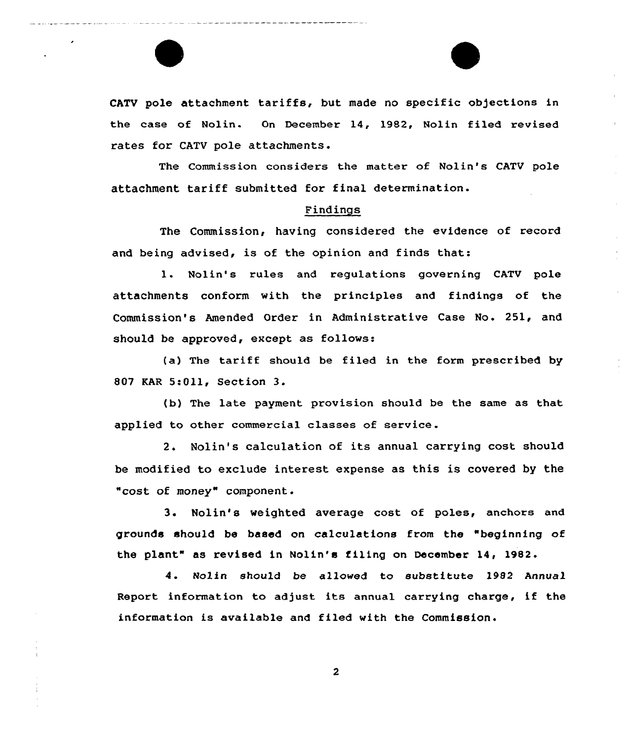CATV pole attachment tariffs, but made no specific objections in the case of Nolin. On December 14, 1982, Nolin filed revised rates for CATV pole attachments.

The Commission considers the matter of Nolin's CATV pole attachment tariff submitted for final determination.

## Findings

The Commission, having considered the evidence of record and being advised, is of the opinion and finds that:

1. Nolin's rules and regulations governing CATV pole attachments conform with the principles and findings of the Commission's Amended Order in Administrative Case No. 251, and should be approved, except as follows:

(a) The tariff should be filed in the form prescribed by 807 KAR 5:011, Section 3.

(b) The late payment provision should be the same as that applied to other commercial classes of service.

2. Nolin's calculation of its annual carrying cost should be modified to exclude interest expense as this is covered by the "cost of money" component.

3. Nolin's weighted average cost of poles, anchors and grounds should be based on calculations from the "beginning of the plant" as revised in Nolin's filing on December 14, 1982.

4. Nolin should be allowed to substitute 1982 Annual Report information to adjust its annual carrying charge, if the information is available and filed with the Commission.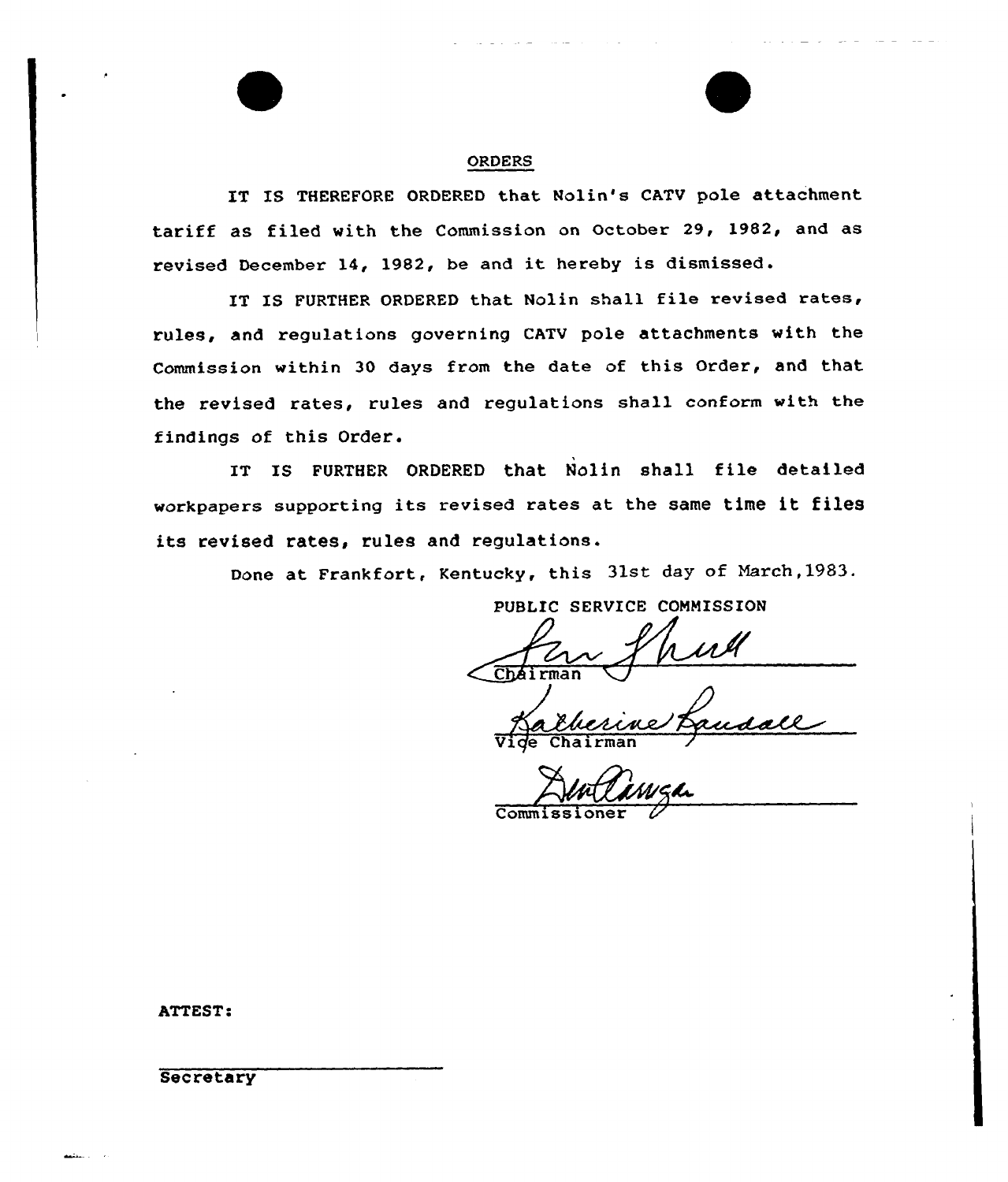## ORDERS

IT IS THEREFORE ORDERED that Nolin's CATV pole attachment tariff as filed with the Commission on October 29, 1982, and as revised December 14, 1982, be and it hereby is dismissed.

IT IS FURTHER ORDERED that Nolin shall file revised rates, rules, and regulations governing CATV pole attachments with the Commission within 30 days from the date of this Order, and that the revised rates, rules and regulations shall conform with the findings of this Order.

IT IS FURTHER ORDERED that Nolin shall file detailed workpapers supporting its revised rates at the same time it files its revised rates, rules and regulations.

Done at Frankfort, Kentucky, this 31st day of March, 1983.

PUBLIC SERVICE COMMISSION

Chairman

Vice Chairman

Commissioner

ATTEST:

Secretary